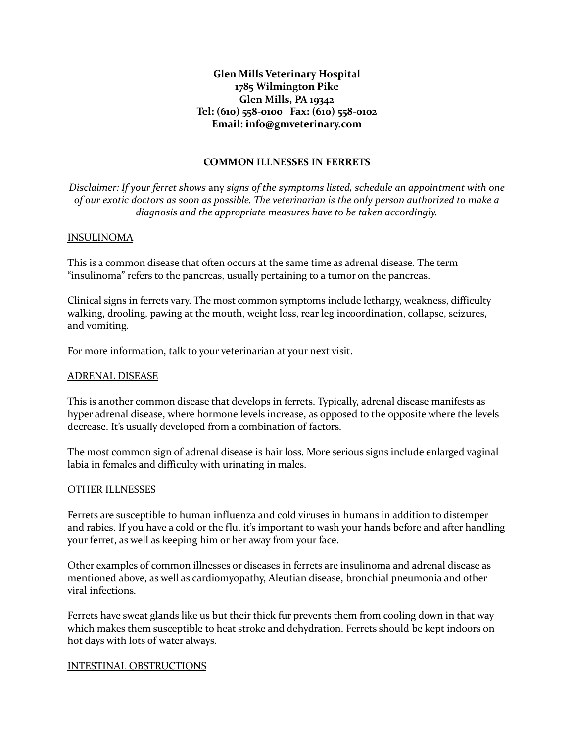**Glen Mills Veterinary Hospital**
**1785 Wilmington Pike**
**Glen Mills, PA 19342**
**Tel: (610) 558-0100   Fax: (610) 558-0102**
**Email: info@gmveterinary.com**

## COMMON ILLNESSES IN FERRETS

*Disclaimer: If your ferret shows* any *signs of the symptoms listed, schedule an appointment with one of our exotic doctors as soon as possible. The veterinarian is the only person authorized to make a diagnosis and the appropriate measures have to be taken accordingly.*

### INSULINOMA

This is a common disease that often occurs at the same time as adrenal disease. The term "insulinoma" refers to the pancreas, usually pertaining to a tumor on the pancreas.

Clinical signs in ferrets vary. The most common symptoms include lethargy, weakness, difficulty walking, drooling, pawing at the mouth, weight loss, rear leg incoordination, collapse, seizures, and vomiting.

For more information, talk to your veterinarian at your next visit.

### ADRENAL DISEASE

This is another common disease that develops in ferrets. Typically, adrenal disease manifests as hyper adrenal disease, where hormone levels increase, as opposed to the opposite where the levels decrease. It's usually developed from a combination of factors.

The most common sign of adrenal disease is hair loss. More serious signs include enlarged vaginal labia in females and difficulty with urinating in males.

### OTHER ILLNESSES

Ferrets are susceptible to human influenza and cold viruses in humans in addition to distemper and rabies. If you have a cold or the flu, it's important to wash your hands before and after handling your ferret, as well as keeping him or her away from your face.

Other examples of common illnesses or diseases in ferrets are insulinoma and adrenal disease as mentioned above, as well as cardiomyopathy, Aleutian disease, bronchial pneumonia and other viral infections.

Ferrets have sweat glands like us but their thick fur prevents them from cooling down in that way which makes them susceptible to heat stroke and dehydration. Ferrets should be kept indoors on hot days with lots of water always.

### INTESTINAL OBSTRUCTIONS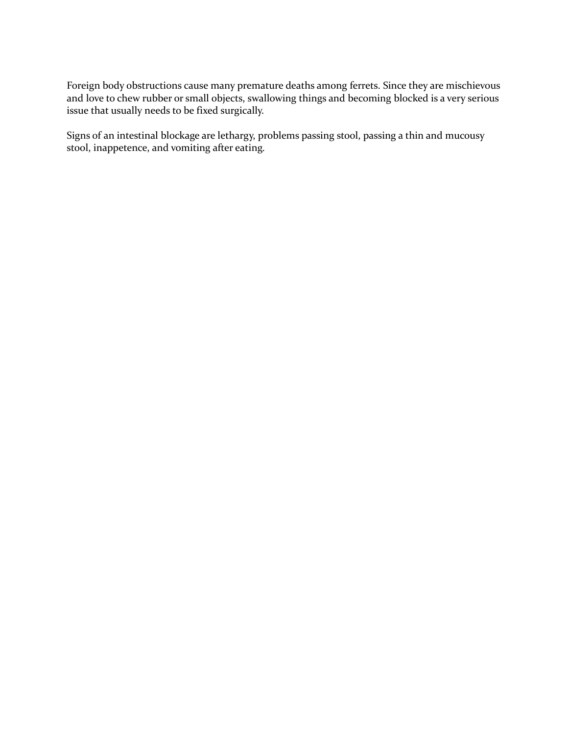Foreign body obstructions cause many premature deaths among ferrets. Since they are mischievous and love to chew rubber or small objects, swallowing things and becoming blocked is a very serious issue that usually needs to be fixed surgically.

Signs of an intestinal blockage are lethargy, problems passing stool, passing a thin and mucousy stool, inappetence, and vomiting after eating.